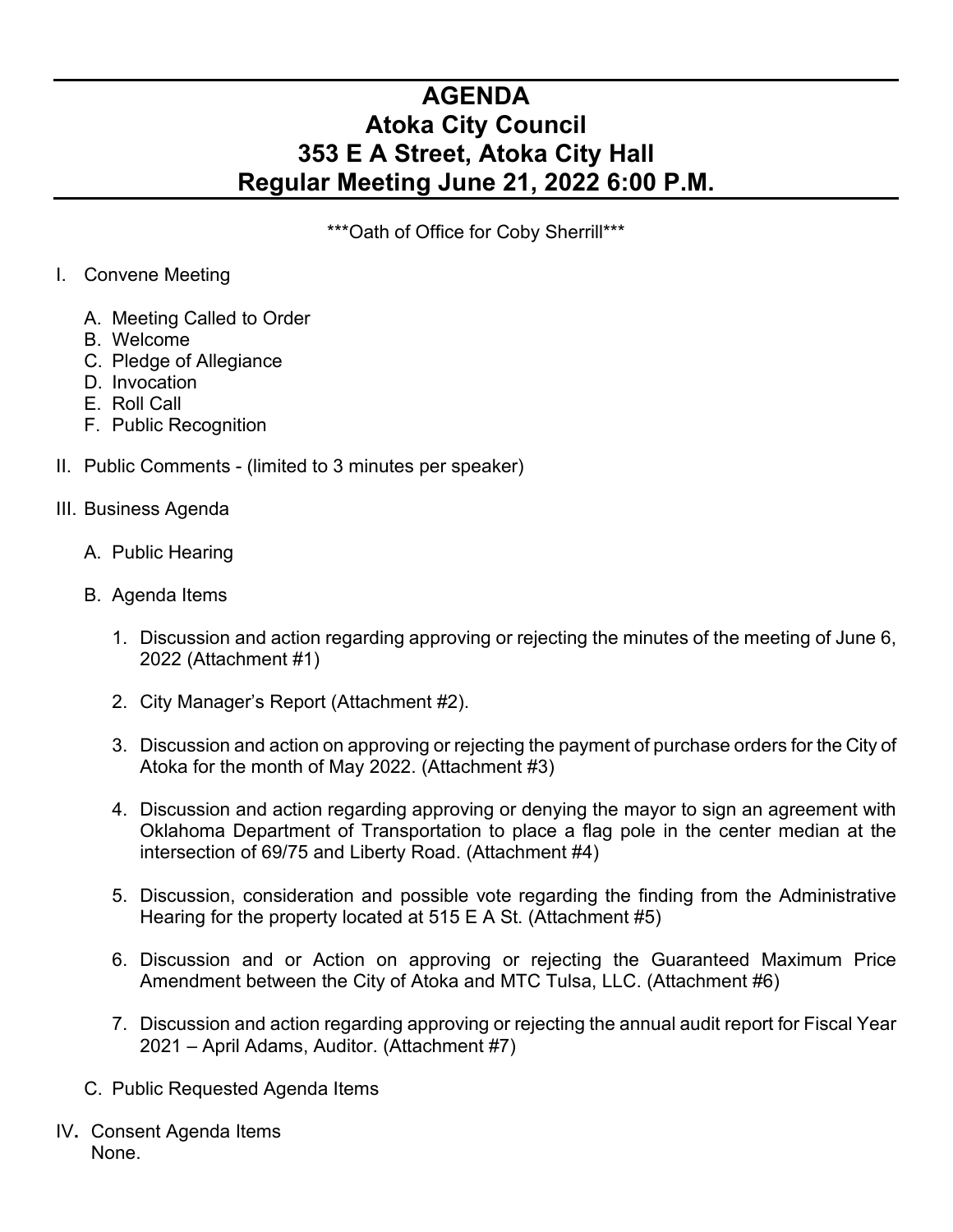# AGENDA
# Atoka City Council
# 353 E A Street, Atoka City Hall
# Regular Meeting June 21, 2022 6:00 P.M.

***Oath of Office for Coby Sherrill***

I. Convene Meeting

   A. Meeting Called to Order
   B. Welcome
   C. Pledge of Allegiance
   D. Invocation
   E. Roll Call
   F. Public Recognition

II. Public Comments - (limited to 3 minutes per speaker)

III. Business Agenda

   A. Public Hearing

   B. Agenda Items

      1. Discussion and action regarding approving or rejecting the minutes of the meeting of June 6, 2022 (Attachment #1)

      2. City Manager's Report (Attachment #2).

      3. Discussion and action on approving or rejecting the payment of purchase orders for the City of Atoka for the month of May 2022. (Attachment #3)

      4. Discussion and action regarding approving or denying the mayor to sign an agreement with Oklahoma Department of Transportation to place a flag pole in the center median at the intersection of 69/75 and Liberty Road. (Attachment #4)

      5. Discussion, consideration and possible vote regarding the finding from the Administrative Hearing for the property located at 515 E A St. (Attachment #5)

      6. Discussion and or Action on approving or rejecting the Guaranteed Maximum Price Amendment between the City of Atoka and MTC Tulsa, LLC. (Attachment #6)

      7. Discussion and action regarding approving or rejecting the annual audit report for Fiscal Year 2021 – April Adams, Auditor. (Attachment #7)

   C. Public Requested Agenda Items

IV**.** Consent Agenda Items
None.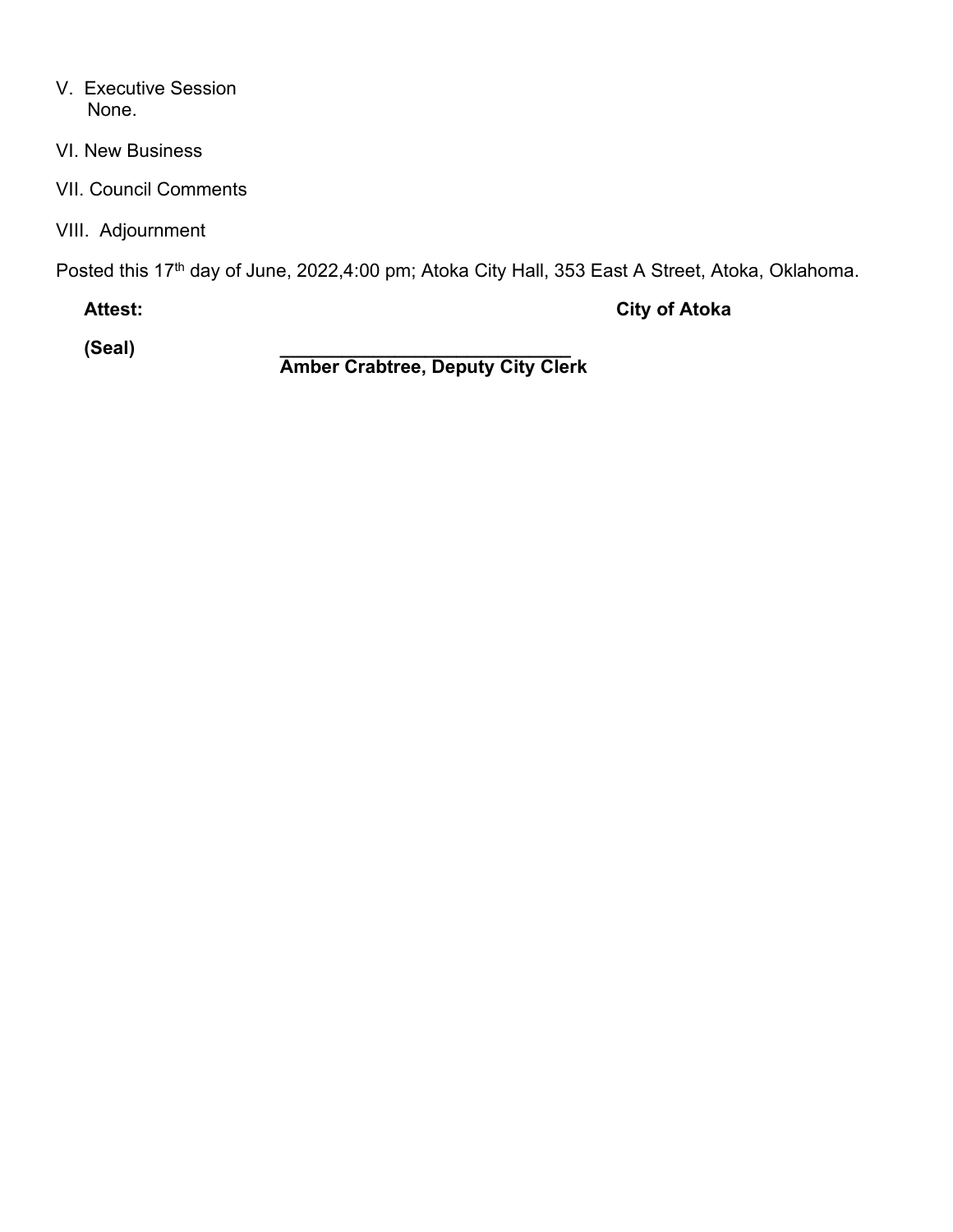V. Executive Session
None.

VI. New Business

VII. Council Comments

VIII. Adjournment

Posted this 17th day of June, 2022,4:00 pm; Atoka City Hall, 353 East A Street, Atoka, Oklahoma.

**Attest:** **City of Atoka**

**(Seal)** ______________________________
**Amber Crabtree, Deputy City Clerk**